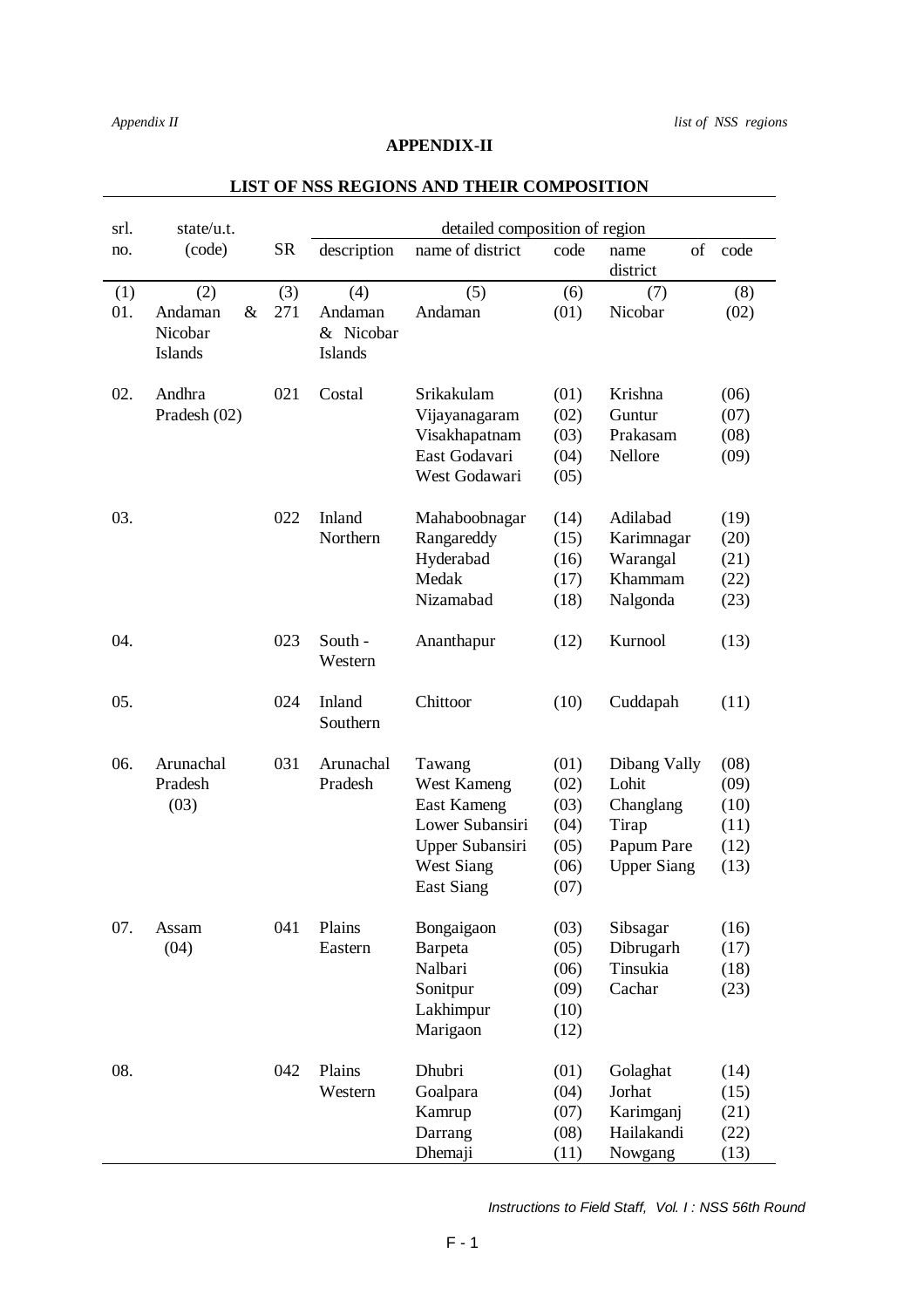# APPENDIX-II

## LIST OF NSS REGIONS AND THEIR COMPOSITION

| srl. no. | state/u.t. (code) | SR | detailed composition of region | | | | |
|---|---|---|---|---|---|---|---|
| | | | description | name of district | code | name of district | code |
| (1) | (2) | (3) | (4) | (5) | (6) | (7) | (8) |
| 01. | Andaman & Nicobar Islands | 271 | Andaman & Nicobar Islands | Andaman | (01) | Nicobar | (02) |
| 02. | Andhra Pradesh (02) | 021 | Costal | Srikakulam | (01) | Krishna | (06) |
| | | | | Vijayanagaram | (02) | Guntur | (07) |
| | | | | Visakhapatnam | (03) | Prakasam | (08) |
| | | | | East Godavari | (04) | Nellore | (09) |
| | | | | West Godawari | (05) | | |
| 03. | | 022 | Inland Northern | Mahaboobnagar | (14) | Adilabad | (19) |
| | | | | Rangareddy | (15) | Karimnagar | (20) |
| | | | | Hyderabad | (16) | Warangal | (21) |
| | | | | Medak | (17) | Khammam | (22) |
| | | | | Nizamabad | (18) | Nalgonda | (23) |
| 04. | | 023 | South - Western | Ananthapur | (12) | Kurnool | (13) |
| 05. | | 024 | Inland Southern | Chittoor | (10) | Cuddapah | (11) |
| 06. | Arunachal Pradesh (03) | 031 | Arunachal Pradesh | Tawang | (01) | Dibang Vally | (08) |
| | | | | West Kameng | (02) | Lohit | (09) |
| | | | | East Kameng | (03) | Changlang | (10) |
| | | | | Lower Subansiri | (04) | Tirap | (11) |
| | | | | Upper Subansiri | (05) | Papum Pare | (12) |
| | | | | West Siang | (06) | Upper Siang | (13) |
| | | | | East Siang | (07) | | |
| 07. | Assam (04) | 041 | Plains Eastern | Bongaigaon | (03) | Sibsagar | (16) |
| | | | | Barpeta | (05) | Dibrugarh | (17) |
| | | | | Nalbari | (06) | Tinsukia | (18) |
| | | | | Sonitpur | (09) | Cachar | (23) |
| | | | | Lakhimpur | (10) | | |
| | | | | Marigaon | (12) | | |
| 08. | | 042 | Plains Western | Dhubri | (01) | Golaghat | (14) |
| | | | | Goalpara | (04) | Jorhat | (15) |
| | | | | Kamrup | (07) | Karimganj | (21) |
| | | | | Darrang | (08) | Hailakandi | (22) |
| | | | | Dhemaji | (11) | Nowgang | (13) |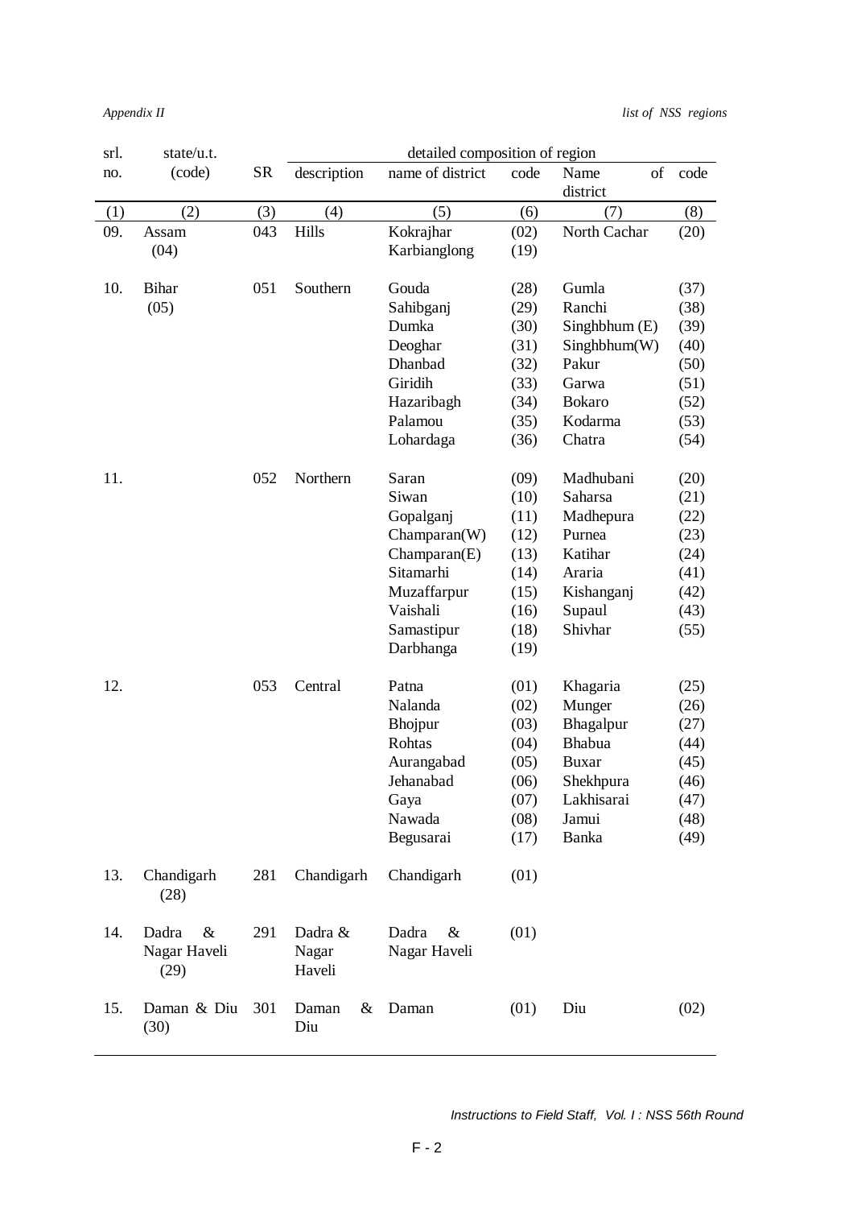| srl. no. | state/u.t. (code) | SR | detailed composition of region | | | | |
|---|---|---|---|---|---|---|---|
| | | | description | name of district | code | Name of district | code |
| (1) | (2) | (3) | (4) | (5) | (6) | (7) | (8) |
| 09. | Assam (04) | 043 | Hills | Kokrajhar | (02) | North Cachar | (20) |
| | | | | Karbianglong | (19) | | |
| 10. | Bihar (05) | 051 | Southern | Gouda | (28) | Gumla | (37) |
| | | | | Sahibganj | (29) | Ranchi | (38) |
| | | | | Dumka | (30) | Singhbhum (E) | (39) |
| | | | | Deoghar | (31) | Singhbhum(W) | (40) |
| | | | | Dhanbad | (32) | Pakur | (50) |
| | | | | Giridih | (33) | Garwa | (51) |
| | | | | Hazaribagh | (34) | Bokaro | (52) |
| | | | | Palamou | (35) | Kodarma | (53) |
| | | | | Lohardaga | (36) | Chatra | (54) |
| 11. | | 052 | Northern | Saran | (09) | Madhubani | (20) |
| | | | | Siwan | (10) | Saharsa | (21) |
| | | | | Gopalganj | (11) | Madhepura | (22) |
| | | | | Champaran(W) | (12) | Purnea | (23) |
| | | | | Champaran(E) | (13) | Katihar | (24) |
| | | | | Sitamarhi | (14) | Araria | (41) |
| | | | | Muzaffarpur | (15) | Kishanganj | (42) |
| | | | | Vaishali | (16) | Supaul | (43) |
| | | | | Samastipur | (18) | Shivhar | (55) |
| | | | | Darbhanga | (19) | | |
| 12. | | 053 | Central | Patna | (01) | Khagaria | (25) |
| | | | | Nalanda | (02) | Munger | (26) |
| | | | | Bhojpur | (03) | Bhagalpur | (27) |
| | | | | Rohtas | (04) | Bhabua | (44) |
| | | | | Aurangabad | (05) | Buxar | (45) |
| | | | | Jehanabad | (06) | Shekhpura | (46) |
| | | | | Gaya | (07) | Lakhisarai | (47) |
| | | | | Nawada | (08) | Jamui | (48) |
| | | | | Begusarai | (17) | Banka | (49) |
| 13. | Chandigarh (28) | 281 | Chandigarh | Chandigarh | (01) | | |
| 14. | Dadra & Nagar Haveli (29) | 291 | Dadra & Nagar Haveli | Dadra & Nagar Haveli | (01) | | |
| 15. | Daman & Diu (30) | 301 | Daman & Diu | Daman | (01) | Diu | (02) |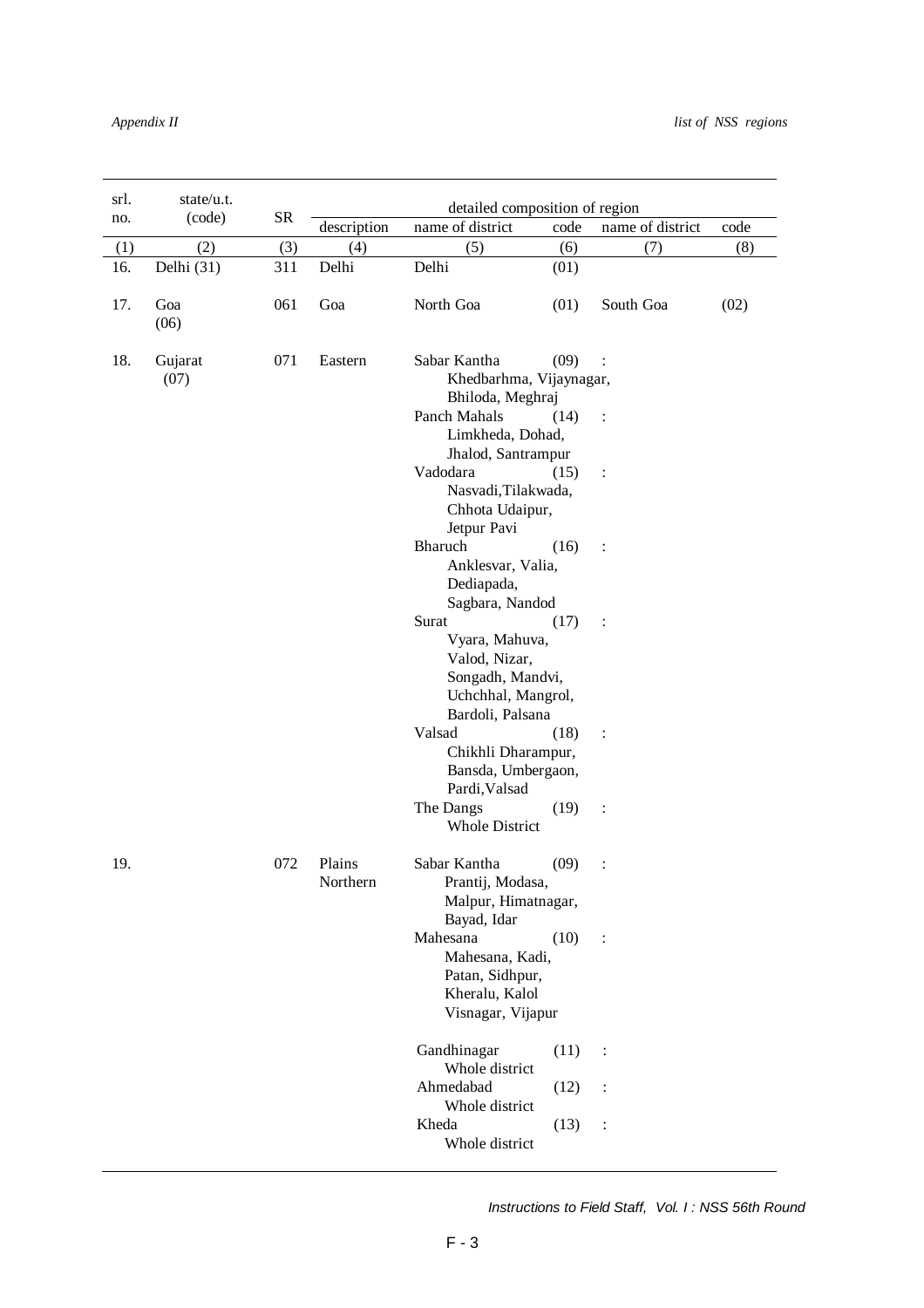| srl. no. | state/u.t. (code) | SR | detailed composition of region | | | | | |
|---|---|---|---|---|---|---|---|---|
| | | | description | name of district | code | name of district | code |
| (1) | (2) | (3) | (4) | (5) | (6) | (7) | (8) |
| 16. | Delhi (31) | 311 | Delhi | Delhi | (01) | | |
| 17. | Goa (06) | 061 | Goa | North Goa | (01) | South Goa | (02) |
| 18. | Gujarat (07) | 071 | Eastern | Sabar Kantha: Khedbarhma, Vijaynagar, Bhiloda, Meghraj | (09) | | |
| | | | | Panch Mahals: Limkheda, Dohad, Jhalod, Santrampur | (14) | | |
| | | | | Vadodara: Nasvadi, Tilakwada, Chhota Udaipur, Jetpur Pavi | (15) | | |
| | | | | Bharuch: Anklesvar, Valia, Dediapada, Sagbara, Nandod | (16) | | |
| | | | | Surat: Vyara, Mahuva, Valod, Nizar, Songadh, Mandvi, Uchchhal, Mangrol, Bardoli, Palsana | (17) | | |
| | | | | Valsad: Chikhli Dharampur, Bansda, Umbergaon, Pardi, Valsad | (18) | | |
| | | | | The Dangs: Whole District | (19) | | |
| 19. | | 072 | Plains Northern | Sabar Kantha: Prantij, Modasa, Malpur, Himatnagar, Bayad, Idar | (09) | | |
| | | | | Mahesana: Mahesana, Kadi, Patan, Sidhpur, Kheralu, Kalol Visnagar, Vijapur | (10) | | |
| | | | | Gandhinagar: Whole district | (11) | | |
| | | | | Ahmedabad: Whole district | (12) | | |
| | | | | Kheda: Whole district | (13) | | |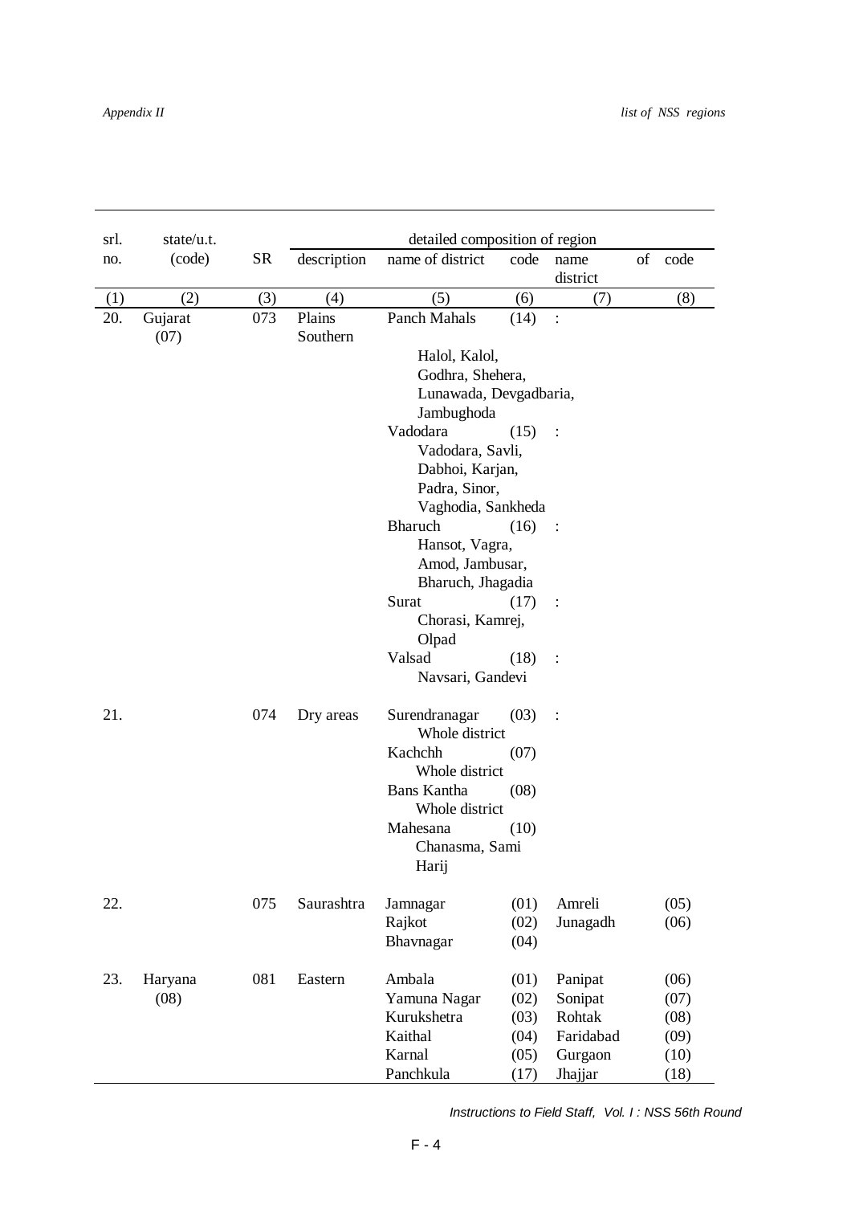| srl. no. | state/u.t. (code) | SR | detailed composition of region | | | | |
|---|---|---|---|---|---|---|---|
| | | | description | name of district | code | name of district | code |
| (1) | (2) | (3) | (4) | (5) | (6) | (7) | (8) |
| 20. | Gujarat (07) | 073 | Plains Southern | Panch Mahals | (14) | : | |
| | | | | Halol, Kalol, Godhra, Shehera, Lunawada, Devgadbaria, Jambughoda | | | |
| | | | | Vadodara | (15) | : | |
| | | | | Vadodara, Savli, Dabhoi, Karjan, Padra, Sinor, Vaghodia, Sankheda | | | |
| | | | | Bharuch | (16) | : | |
| | | | | Hansot, Vagra, Amod, Jambusar, Bharuch, Jhagadia | | | |
| | | | | Surat | (17) | : | |
| | | | | Chorasi, Kamrej, Olpad | | | |
| | | | | Valsad | (18) | : | |
| | | | | Navsari, Gandevi | | | |
| 21. | | 074 | Dry areas | Surendranagar | (03) | : | |
| | | | | Whole district | | | |
| | | | | Kachchh | (07) | | |
| | | | | Whole district | | | |
| | | | | Bans Kantha | (08) | | |
| | | | | Whole district | | | |
| | | | | Mahesana | (10) | | |
| | | | | Chanasma, Sami Harij | | | |
| 22. | | 075 | Saurashtra | Jamnagar | (01) | Amreli | (05) |
| | | | | Rajkot | (02) | Junagadh | (06) |
| | | | | Bhavnagar | (04) | | |
| 23. | Haryana (08) | 081 | Eastern | Ambala | (01) | Panipat | (06) |
| | | | | Yamuna Nagar | (02) | Sonipat | (07) |
| | | | | Kurukshetra | (03) | Rohtak | (08) |
| | | | | Kaithal | (04) | Faridabad | (09) |
| | | | | Karnal | (05) | Gurgaon | (10) |
| | | | | Panchkula | (17) | Jhajjar | (18) |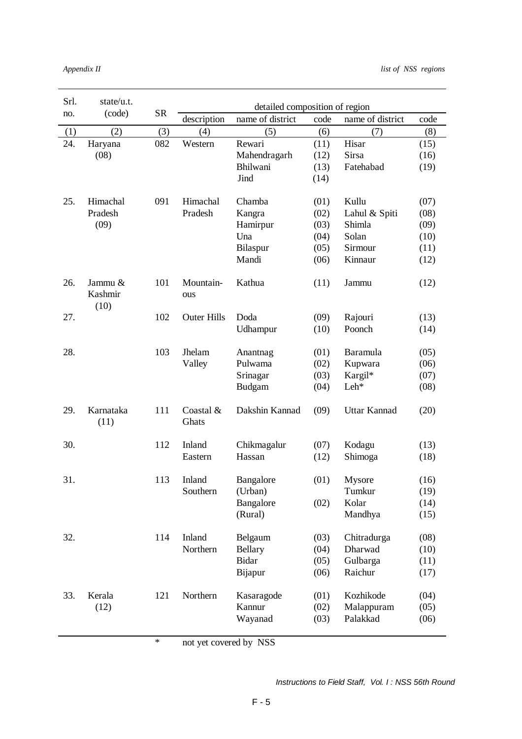| Srl. no. | state/u.t. (code) | SR | detailed composition of region | | | | |
|---|---|---|---|---|---|---|---|
| | | | description | name of district | code | name of district | code |
| (1) | (2) | (3) | (4) | (5) | (6) | (7) | (8) |
| 24. | Haryana (08) | 082 | Western | Rewari | (11) | Hisar | (15) |
| | | | | Mahendragarh | (12) | Sirsa | (16) |
| | | | | Bhilwani | (13) | Fatehabad | (19) |
| | | | | Jind | (14) | | |
| 25. | Himachal Pradesh (09) | 091 | Himachal Pradesh | Chamba | (01) | Kullu | (07) |
| | | | | Kangra | (02) | Lahul & Spiti | (08) |
| | | | | Hamirpur | (03) | Shimla | (09) |
| | | | | Una | (04) | Solan | (10) |
| | | | | Bilaspur | (05) | Sirmour | (11) |
| | | | | Mandi | (06) | Kinnaur | (12) |
| 26. | Jammu & Kashmir (10) | 101 | Mountain-ous | Kathua | (11) | Jammu | (12) |
| 27. | | 102 | Outer Hills | Doda | (09) | Rajouri | (13) |
| | | | | Udhampur | (10) | Poonch | (14) |
| 28. | | 103 | Jhelam Valley | Anantnag | (01) | Baramula | (05) |
| | | | | Pulwama | (02) | Kupwara | (06) |
| | | | | Srinagar | (03) | Kargil* | (07) |
| | | | | Budgam | (04) | Leh* | (08) |
| 29. | Karnataka (11) | 111 | Coastal & Ghats | Dakshin Kannad | (09) | Uttar Kannad | (20) |
| 30. | | 112 | Inland Eastern | Chikmagalur | (07) | Kodagu | (13) |
| | | | | Hassan | (12) | Shimoga | (18) |
| 31. | | 113 | Inland Southern | Bangalore (Urban) | (01) | Mysore | (16) |
| | | | | | | Tumkur | (19) |
| | | | | Bangalore (Rural) | (02) | Kolar | (14) |
| | | | | | | Mandhya | (15) |
| 32. | | 114 | Inland Northern | Belgaum | (03) | Chitradurga | (08) |
| | | | | Bellary | (04) | Dharwad | (10) |
| | | | | Bidar | (05) | Gulbarga | (11) |
| | | | | Bijapur | (06) | Raichur | (17) |
| 33. | Kerala (12) | 121 | Northern | Kasaragode | (01) | Kozhikode | (04) |
| | | | | Kannur | (02) | Malappuram | (05) |
| | | | | Wayanad | (03) | Palakkad | (06) |

\* not yet covered by NSS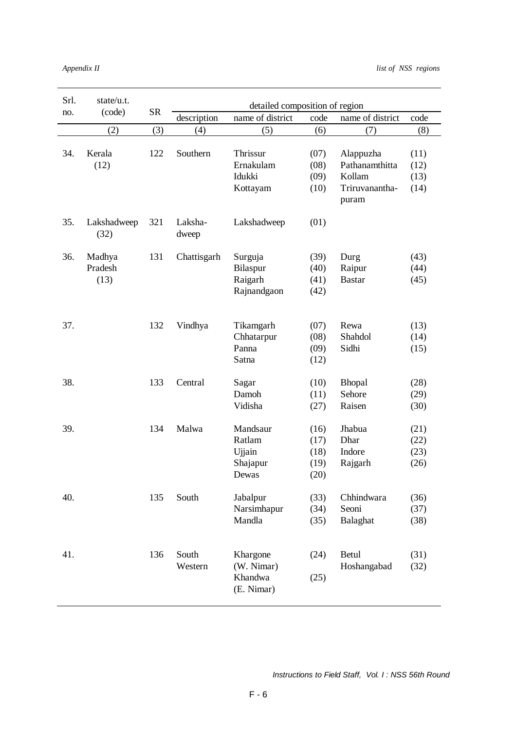| Srl. no. | state/u.t. (code) | SR | detailed composition of region | | | | |
|---|---|---|---|---|---|---|---|
| | | | description | name of district | code | name of district | code |
| | (2) | (3) | (4) | (5) | (6) | (7) | (8) |
| 34. | Kerala (12) | 122 | Southern | Thrissur | (07) | Alappuzha | (11) |
| | | | | Ernakulam | (08) | Pathanamthitta | (12) |
| | | | | Idukki | (09) | Kollam | (13) |
| | | | | Kottayam | (10) | Triruvananthapuram | (14) |
| 35. | Lakshadweep (32) | 321 | Lakshadweep | Lakshadweep | (01) | | |
| 36. | Madhya Pradesh (13) | 131 | Chattisgarh | Surguja | (39) | Durg | (43) |
| | | | | Bilaspur | (40) | Raipur | (44) |
| | | | | Raigarh | (41) | Bastar | (45) |
| | | | | Rajnandgaon | (42) | | |
| 37. | | 132 | Vindhya | Tikamgarh | (07) | Rewa | (13) |
| | | | | Chhatarpur | (08) | Shahdol | (14) |
| | | | | Panna | (09) | Sidhi | (15) |
| | | | | Satna | (12) | | |
| 38. | | 133 | Central | Sagar | (10) | Bhopal | (28) |
| | | | | Damoh | (11) | Sehore | (29) |
| | | | | Vidisha | (27) | Raisen | (30) |
| 39. | | 134 | Malwa | Mandsaur | (16) | Jhabua | (21) |
| | | | | Ratlam | (17) | Dhar | (22) |
| | | | | Ujjain | (18) | Indore | (23) |
| | | | | Shajapur | (19) | Rajgarh | (26) |
| | | | | Dewas | (20) | | |
| 40. | | 135 | South | Jabalpur | (33) | Chhindwara | (36) |
| | | | | Narsimhapur | (34) | Seoni | (37) |
| | | | | Mandla | (35) | Balaghat | (38) |
| 41. | | 136 | South Western | Khargone (W. Nimar) | (24) | Betul | (31) |
| | | | | Khandwa (E. Nimar) | (25) | Hoshangabad | (32) |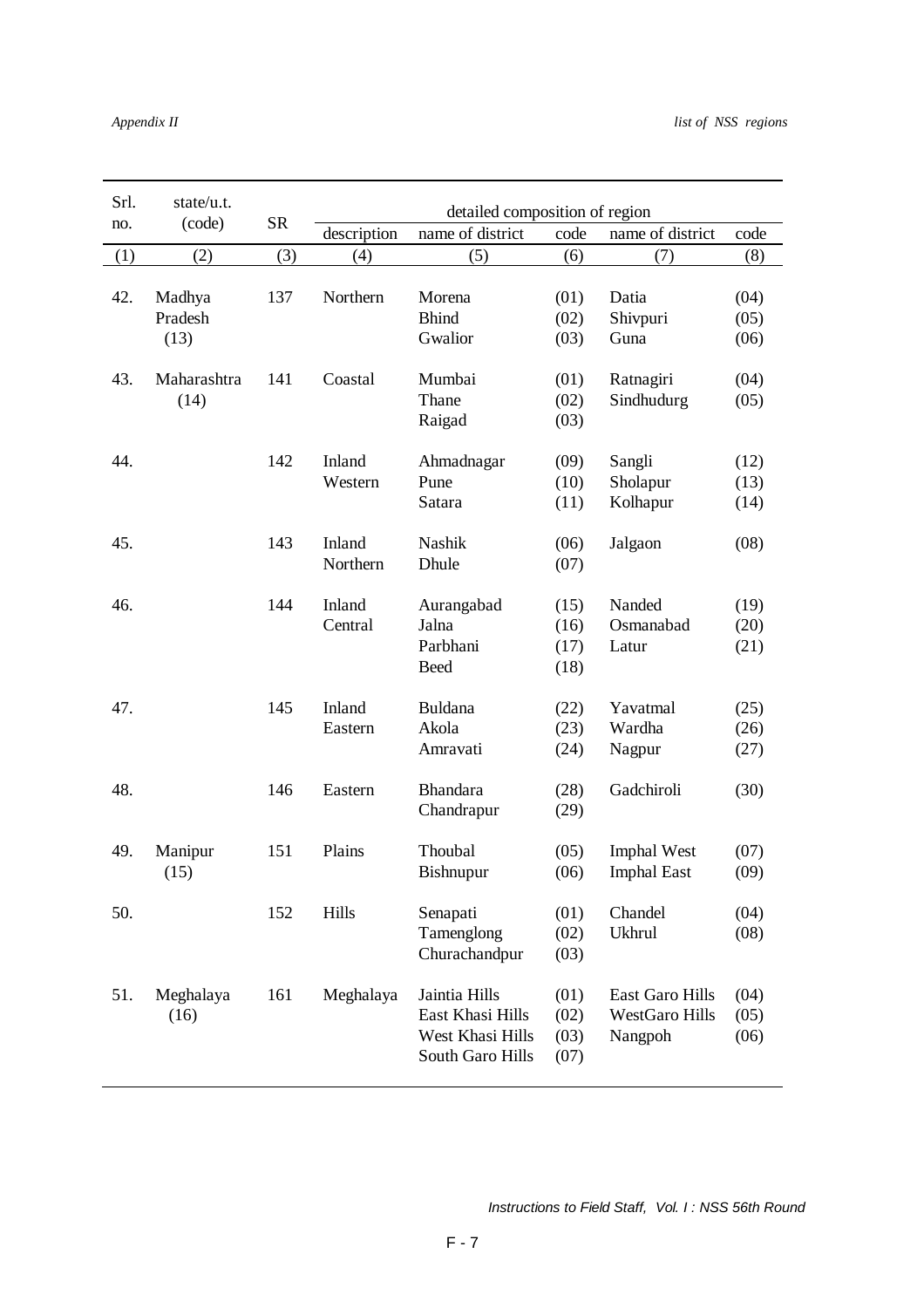| Srl. no. | state/u.t. (code) | SR | detailed composition of region | | | | |
|---|---|---|---|---|---|---|---|
| | | | description | name of district | code | name of district | code |
| (1) | (2) | (3) | (4) | (5) | (6) | (7) | (8) |
| 42. | Madhya Pradesh (13) | 137 | Northern | Morena<br>Bhind<br>Gwalior | (01)<br>(02)<br>(03) | Datia<br>Shivpuri<br>Guna | (04)<br>(05)<br>(06) |
| 43. | Maharashtra (14) | 141 | Coastal | Mumbai<br>Thane<br>Raigad | (01)<br>(02)<br>(03) | Ratnagiri<br>Sindhudurg | (04)<br>(05) |
| 44. | | 142 | Inland Western | Ahmadnagar<br>Pune<br>Satara | (09)<br>(10)<br>(11) | Sangli<br>Sholapur<br>Kolhapur | (12)<br>(13)<br>(14) |
| 45. | | 143 | Inland Northern | Nashik<br>Dhule | (06)<br>(07) | Jalgaon | (08) |
| 46. | | 144 | Inland Central | Aurangabad<br>Jalna<br>Parbhani<br>Beed | (15)<br>(16)<br>(17)<br>(18) | Nanded<br>Osmanabad<br>Latur | (19)<br>(20)<br>(21) |
| 47. | | 145 | Inland Eastern | Buldana<br>Akola<br>Amravati | (22)<br>(23)<br>(24) | Yavatmal<br>Wardha<br>Nagpur | (25)<br>(26)<br>(27) |
| 48. | | 146 | Eastern | Bhandara<br>Chandrapur | (28)<br>(29) | Gadchiroli | (30) |
| 49. | Manipur (15) | 151 | Plains | Thoubal<br>Bishnupur | (05)<br>(06) | Imphal West<br>Imphal East | (07)<br>(09) |
| 50. | | 152 | Hills | Senapati<br>Tamenglong<br>Churachandpur | (01)<br>(02)<br>(03) | Chandel<br>Ukhrul | (04)<br>(08) |
| 51. | Meghalaya (16) | 161 | Meghalaya | Jaintia Hills<br>East Khasi Hills<br>West Khasi Hills<br>South Garo Hills | (01)<br>(02)<br>(03)<br>(07) | East Garo Hills<br>WestGaro Hills<br>Nangpoh | (04)<br>(05)<br>(06) |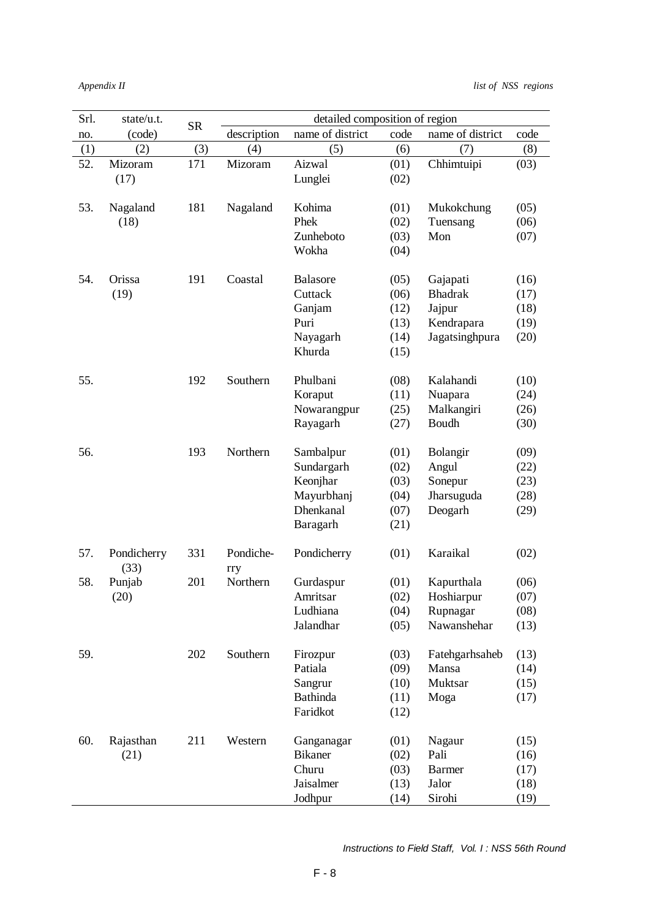| Srl. no. | state/u.t. (code) | SR | detailed composition of region | | | | | |
|---|---|---|---|---|---|---|---|---|
| | | | description | name of district | code | name of district | code |
| (1) | (2) | (3) | (4) | (5) | (6) | (7) | (8) |
| 52. | Mizoram (17) | 171 | Mizoram | Aizwal | (01) | Chhimtuipi | (03) |
| | | | | Lunglei | (02) | | |
| 53. | Nagaland (18) | 181 | Nagaland | Kohima | (01) | Mukokchung | (05) |
| | | | | Phek | (02) | Tuensang | (06) |
| | | | | Zunheboto | (03) | Mon | (07) |
| | | | | Wokha | (04) | | |
| 54. | Orissa (19) | 191 | Coastal | Balasore | (05) | Gajapati | (16) |
| | | | | Cuttack | (06) | Bhadrak | (17) |
| | | | | Ganjam | (12) | Jajpur | (18) |
| | | | | Puri | (13) | Kendrapara | (19) |
| | | | | Nayagarh | (14) | Jagatsinghpura | (20) |
| | | | | Khurda | (15) | | |
| 55. | | 192 | Southern | Phulbani | (08) | Kalahandi | (10) |
| | | | | Koraput | (11) | Nuapara | (24) |
| | | | | Nowarangpur | (25) | Malkangiri | (26) |
| | | | | Rayagarh | (27) | Boudh | (30) |
| 56. | | 193 | Northern | Sambalpur | (01) | Bolangir | (09) |
| | | | | Sundargarh | (02) | Angul | (22) |
| | | | | Keonjhar | (03) | Sonepur | (23) |
| | | | | Mayurbhanj | (04) | Jharsuguda | (28) |
| | | | | Dhenkanal | (07) | Deogarh | (29) |
| | | | | Baragarh | (21) | | |
| 57. | Pondicherry (33) | 331 | Pondicherry | Pondicherry | (01) | Karaikal | (02) |
| 58. | Punjab (20) | 201 | Northern | Gurdaspur | (01) | Kapurthala | (06) |
| | | | | Amritsar | (02) | Hoshiarpur | (07) |
| | | | | Ludhiana | (04) | Rupnagar | (08) |
| | | | | Jalandhar | (05) | Nawanshehar | (13) |
| 59. | | 202 | Southern | Firozpur | (03) | Fatehgarhsaheb | (13) |
| | | | | Patiala | (09) | Mansa | (14) |
| | | | | Sangrur | (10) | Muktsar | (15) |
| | | | | Bathinda | (11) | Moga | (17) |
| | | | | Faridkot | (12) | | |
| 60. | Rajasthan (21) | 211 | Western | Ganganagar | (01) | Nagaur | (15) |
| | | | | Bikaner | (02) | Pali | (16) |
| | | | | Churu | (03) | Barmer | (17) |
| | | | | Jaisalmer | (13) | Jalor | (18) |
| | | | | Jodhpur | (14) | Sirohi | (19) |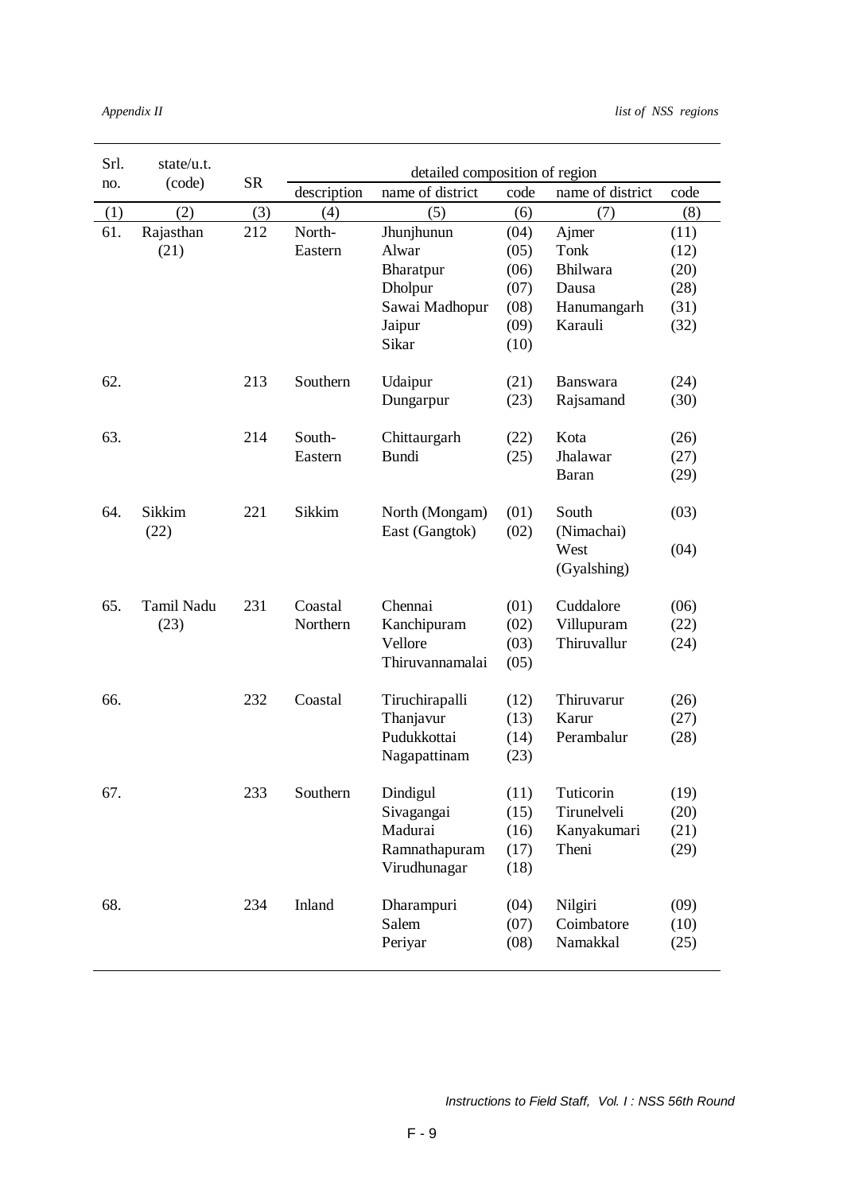| Srl. no. | state/u.t. (code) | SR | detailed composition of region | | | | |
|---|---|---|---|---|---|---|---|
| | | | description | name of district | code | name of district | code |
| (1) | (2) | (3) | (4) | (5) | (6) | (7) | (8) |
| 61. | Rajasthan (21) | 212 | North-Eastern | Jhunjhunun | (04) | Ajmer | (11) |
| | | | | Alwar | (05) | Tonk | (12) |
| | | | | Bharatpur | (06) | Bhilwara | (20) |
| | | | | Dholpur | (07) | Dausa | (28) |
| | | | | Sawai Madhopur | (08) | Hanumangarh | (31) |
| | | | | Jaipur | (09) | Karauli | (32) |
| | | | | Sikar | (10) | | |
| 62. | | 213 | Southern | Udaipur | (21) | Banswara | (24) |
| | | | | Dungarpur | (23) | Rajsamand | (30) |
| 63. | | 214 | South-Eastern | Chittaurgarh | (22) | Kota | (26) |
| | | | | Bundi | (25) | Jhalawar | (27) |
| | | | | | | Baran | (29) |
| 64. | Sikkim (22) | 221 | Sikkim | North (Mongam) | (01) | South (Nimachai) | (03) |
| | | | | East (Gangtok) | (02) | West (Gyalshing) | (04) |
| 65. | Tamil Nadu (23) | 231 | Coastal Northern | Chennai | (01) | Cuddalore | (06) |
| | | | | Kanchipuram | (02) | Villupuram | (22) |
| | | | | Vellore | (03) | Thiruvallur | (24) |
| | | | | Thiruvannamalai | (05) | | |
| 66. | | 232 | Coastal | Tiruchirapalli | (12) | Thiruvarur | (26) |
| | | | | Thanjavur | (13) | Karur | (27) |
| | | | | Pudukkottai | (14) | Perambalur | (28) |
| | | | | Nagapattinam | (23) | | |
| 67. | | 233 | Southern | Dindigul | (11) | Tuticorin | (19) |
| | | | | Sivagangai | (15) | Tirunelveli | (20) |
| | | | | Madurai | (16) | Kanyakumari | (21) |
| | | | | Ramnathapuram | (17) | Theni | (29) |
| | | | | Virudhunagar | (18) | | |
| 68. | | 234 | Inland | Dharampuri | (04) | Nilgiri | (09) |
| | | | | Salem | (07) | Coimbatore | (10) |
| | | | | Periyar | (08) | Namakkal | (25) |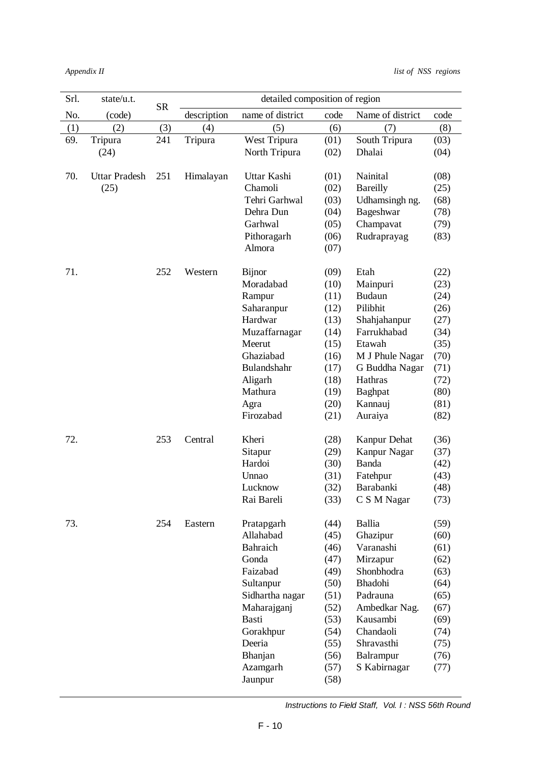| Srl. No. | state/u.t. (code) | SR | detailed composition of region | | | | |
|---|---|---|---|---|---|---|---|
| | | | description | name of district | code | Name of district | code |
| (1) | (2) | (3) | (4) | (5) | (6) | (7) | (8) |
| 69. | Tripura (24) | 241 | Tripura | West Tripura | (01) | South Tripura | (03) |
| | | | | North Tripura | (02) | Dhalai | (04) |
| 70. | Uttar Pradesh (25) | 251 | Himalayan | Uttar Kashi | (01) | Nainital | (08) |
| | | | | Chamoli | (02) | Bareilly | (25) |
| | | | | Tehri Garhwal | (03) | Udhamsingh ng. | (68) |
| | | | | Dehra Dun | (04) | Bageshwar | (78) |
| | | | | Garhwal | (05) | Champavat | (79) |
| | | | | Pithoragarh | (06) | Rudraprayag | (83) |
| | | | | Almora | (07) | | |
| 71. | | 252 | Western | Bijnor | (09) | Etah | (22) |
| | | | | Moradabad | (10) | Mainpuri | (23) |
| | | | | Rampur | (11) | Budaun | (24) |
| | | | | Saharanpur | (12) | Pilibhit | (26) |
| | | | | Hardwar | (13) | Shahjahanpur | (27) |
| | | | | Muzaffarnagar | (14) | Farrukhabad | (34) |
| | | | | Meerut | (15) | Etawah | (35) |
| | | | | Ghaziabad | (16) | M J Phule Nagar | (70) |
| | | | | Bulandshahr | (17) | G Buddha Nagar | (71) |
| | | | | Aligarh | (18) | Hathras | (72) |
| | | | | Mathura | (19) | Baghpat | (80) |
| | | | | Agra | (20) | Kannauj | (81) |
| | | | | Firozabad | (21) | Auraiya | (82) |
| 72. | | 253 | Central | Kheri | (28) | Kanpur Dehat | (36) |
| | | | | Sitapur | (29) | Kanpur Nagar | (37) |
| | | | | Hardoi | (30) | Banda | (42) |
| | | | | Unnao | (31) | Fatehpur | (43) |
| | | | | Lucknow | (32) | Barabanki | (48) |
| | | | | Rai Bareli | (33) | C S M Nagar | (73) |
| 73. | | 254 | Eastern | Pratapgarh | (44) | Ballia | (59) |
| | | | | Allahabad | (45) | Ghazipur | (60) |
| | | | | Bahraich | (46) | Varanashi | (61) |
| | | | | Gonda | (47) | Mirzapur | (62) |
| | | | | Faizabad | (49) | Shonbhodra | (63) |
| | | | | Sultanpur | (50) | Bhadohi | (64) |
| | | | | Sidhartha nagar | (51) | Padrauna | (65) |
| | | | | Maharajganj | (52) | Ambedkar Nag. | (67) |
| | | | | Basti | (53) | Kausambi | (69) |
| | | | | Gorakhpur | (54) | Chandaoli | (74) |
| | | | | Deeria | (55) | Shravasthi | (75) |
| | | | | Bhanjan | (56) | Balrampur | (76) |
| | | | | Azamgarh | (57) | S Kabirnagar | (77) |
| | | | | Jaunpur | (58) | | |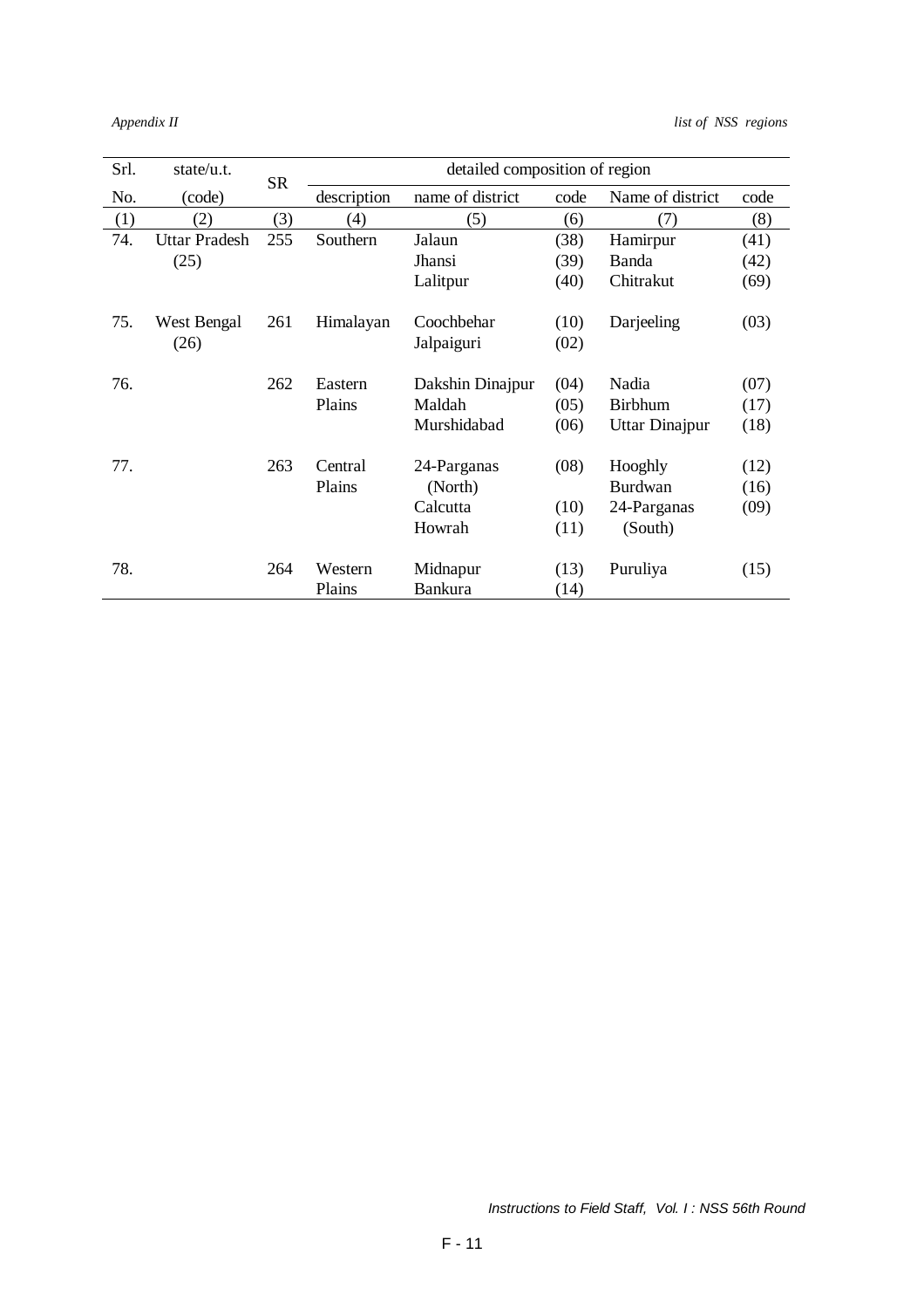| Srl. No. | state/u.t. (code) | SR | detailed composition of region | | | | | |
|---|---|---|---|---|---|---|---|---|
| | | | description | name of district | code | Name of district | code |
| (1) | (2) | (3) | (4) | (5) | (6) | (7) | (8) |
| 74. | Uttar Pradesh (25) | 255 | Southern | Jalaun | (38) | Hamirpur | (41) |
| | | | | Jhansi | (39) | Banda | (42) |
| | | | | Lalitpur | (40) | Chitrakut | (69) |
| 75. | West Bengal (26) | 261 | Himalayan | Coochbehar | (10) | Darjeeling | (03) |
| | | | | Jalpaiguri | (02) | | |
| 76. | | 262 | Eastern Plains | Dakshin Dinajpur | (04) | Nadia | (07) |
| | | | | Maldah | (05) | Birbhum | (17) |
| | | | | Murshidabad | (06) | Uttar Dinajpur | (18) |
| 77. | | 263 | Central Plains | 24-Parganas (North) | (08) | Hooghly | (12) |
| | | | | | | Burdwan | (16) |
| | | | | Calcutta | (10) | 24-Parganas (South) | (09) |
| | | | | Howrah | (11) | | |
| 78. | | 264 | Western Plains | Midnapur | (13) | Puruliya | (15) |
| | | | | Bankura | (14) | | |